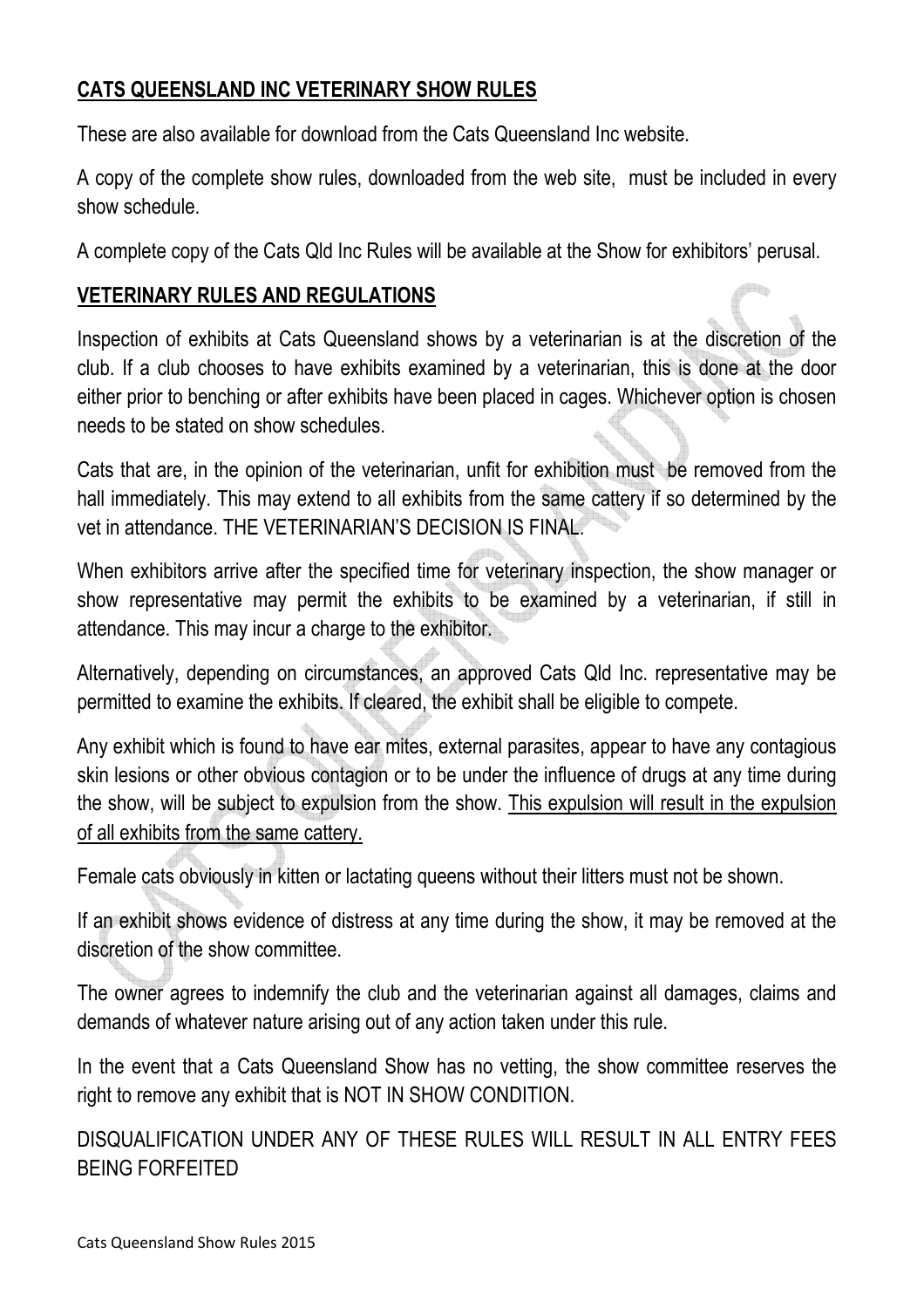## **CATS QUEENSLAND INC VETERINARY SHOW RULES**

These are also available for download from the Cats Queensland Inc website.

A copy of the complete show rules, downloaded from the web site, must be included in every show schedule.

A complete copy of the Cats Qld Inc Rules will be available at the Show for exhibitors' perusal.

## **VETERINARY RULES AND REGULATIONS**

Inspection of exhibits at Cats Queensland shows by a veterinarian is at the discretion of the club. If a club chooses to have exhibits examined by a veterinarian, this is done at the door either prior to benching or after exhibits have been placed in cages. Whichever option is chosen needs to be stated on show schedules.

Cats that are, in the opinion of the veterinarian, unfit for exhibition must be removed from the hall immediately. This may extend to all exhibits from the same cattery if so determined by the vet in attendance. THE VETERINARIAN'S DECISION IS FINAL.

When exhibitors arrive after the specified time for veterinary inspection, the show manager or show representative may permit the exhibits to be examined by a veterinarian, if still in attendance. This may incur a charge to the exhibitor.

Alternatively, depending on circumstances, an approved Cats Qld Inc. representative may be permitted to examine the exhibits. If cleared, the exhibit shall be eligible to compete.

Any exhibit which is found to have ear mites, external parasites, appear to have any contagious skin lesions or other obvious contagion or to be under the influence of drugs at any time during the show, will be subject to expulsion from the show. <u>This expulsion will result in the expulsion of all exhibits from the same cattery.</u>

Female cats obviously in kitten or lactating queens without their litters must not be shown.

If an exhibit shows evidence of distress at any time during the show, it may be removed at the discretion of the show committee.

The owner agrees to indemnify the club and the veterinarian against all damages, claims and demands of whatever nature arising out of any action taken under this rule.

In the event that a Cats Queensland Show has no vetting, the show committee reserves the right to remove any exhibit that is NOT IN SHOW CONDITION.

DISQUALIFICATION UNDER ANY OF THESE RULES WILL RESULT IN ALL ENTRY FEES BEING FORFEITED